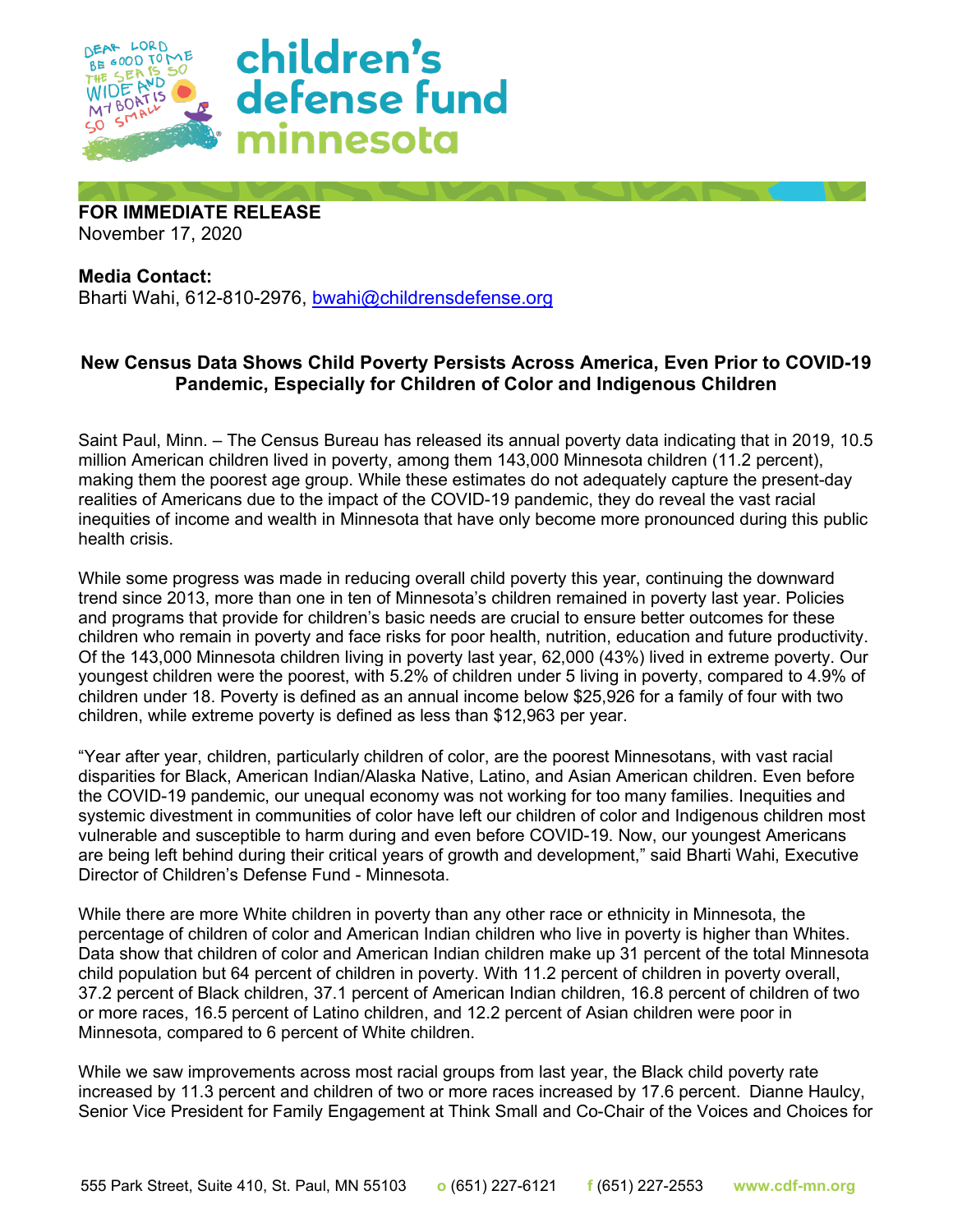# children's defense fund minnesota

**FOR IMMEDIATE RELEASE**
November 17, 2020

**Media Contact:**
Bharti Wahi, 612-810-2976, bwahi@childrensdefense.org

**New Census Data Shows Child Poverty Persists Across America, Even Prior to COVID-19 Pandemic, Especially for Children of Color and Indigenous Children**

Saint Paul, Minn. – The Census Bureau has released its annual poverty data indicating that in 2019, 10.5 million American children lived in poverty, among them 143,000 Minnesota children (11.2 percent), making them the poorest age group. While these estimates do not adequately capture the present-day realities of Americans due to the impact of the COVID-19 pandemic, they do reveal the vast racial inequities of income and wealth in Minnesota that have only become more pronounced during this public health crisis.

While some progress was made in reducing overall child poverty this year, continuing the downward trend since 2013, more than one in ten of Minnesota's children remained in poverty last year. Policies and programs that provide for children's basic needs are crucial to ensure better outcomes for these children who remain in poverty and face risks for poor health, nutrition, education and future productivity. Of the 143,000 Minnesota children living in poverty last year, 62,000 (43%) lived in extreme poverty. Our youngest children were the poorest, with 5.2% of children under 5 living in poverty, compared to 4.9% of children under 18. Poverty is defined as an annual income below $25,926 for a family of four with two children, while extreme poverty is defined as less than $12,963 per year.

"Year after year, children, particularly children of color, are the poorest Minnesotans, with vast racial disparities for Black, American Indian/Alaska Native, Latino, and Asian American children. Even before the COVID-19 pandemic, our unequal economy was not working for too many families. Inequities and systemic divestment in communities of color have left our children of color and Indigenous children most vulnerable and susceptible to harm during and even before COVID-19. Now, our youngest Americans are being left behind during their critical years of growth and development," said Bharti Wahi, Executive Director of Children's Defense Fund - Minnesota.

While there are more White children in poverty than any other race or ethnicity in Minnesota, the percentage of children of color and American Indian children who live in poverty is higher than Whites. Data show that children of color and American Indian children make up 31 percent of the total Minnesota child population but 64 percent of children in poverty. With 11.2 percent of children in poverty overall, 37.2 percent of Black children, 37.1 percent of American Indian children, 16.8 percent of children of two or more races, 16.5 percent of Latino children, and 12.2 percent of Asian children were poor in Minnesota, compared to 6 percent of White children.

While we saw improvements across most racial groups from last year, the Black child poverty rate increased by 11.3 percent and children of two or more races increased by 17.6 percent. Dianne Haulcy, Senior Vice President for Family Engagement at Think Small and Co-Chair of the Voices and Choices for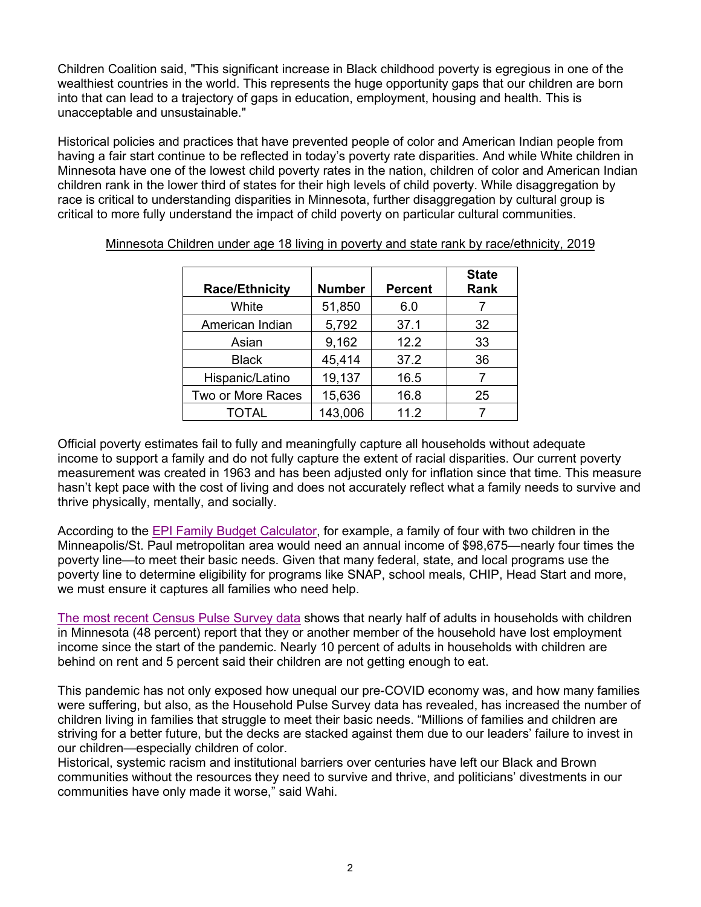Children Coalition said, "This significant increase in Black childhood poverty is egregious in one of the wealthiest countries in the world. This represents the huge opportunity gaps that our children are born into that can lead to a trajectory of gaps in education, employment, housing and health. This is unacceptable and unsustainable."

Historical policies and practices that have prevented people of color and American Indian people from having a fair start continue to be reflected in today's poverty rate disparities. And while White children in Minnesota have one of the lowest child poverty rates in the nation, children of color and American Indian children rank in the lower third of states for their high levels of child poverty. While disaggregation by race is critical to understanding disparities in Minnesota, further disaggregation by cultural group is critical to more fully understand the impact of child poverty on particular cultural communities.

Minnesota Children under age 18 living in poverty and state rank by race/ethnicity, 2019

| Race/Ethnicity | Number | Percent | State Rank |
|---|---|---|---|
| White | 51,850 | 6.0 | 7 |
| American Indian | 5,792 | 37.1 | 32 |
| Asian | 9,162 | 12.2 | 33 |
| Black | 45,414 | 37.2 | 36 |
| Hispanic/Latino | 19,137 | 16.5 | 7 |
| Two or More Races | 15,636 | 16.8 | 25 |
| TOTAL | 143,006 | 11.2 | 7 |

Official poverty estimates fail to fully and meaningfully capture all households without adequate income to support a family and do not fully capture the extent of racial disparities. Our current poverty measurement was created in 1963 and has been adjusted only for inflation since that time. This measure hasn't kept pace with the cost of living and does not accurately reflect what a family needs to survive and thrive physically, mentally, and socially.

According to the EPI Family Budget Calculator, for example, a family of four with two children in the Minneapolis/St. Paul metropolitan area would need an annual income of $98,675—nearly four times the poverty line—to meet their basic needs. Given that many federal, state, and local programs use the poverty line to determine eligibility for programs like SNAP, school meals, CHIP, Head Start and more, we must ensure it captures all families who need help.

The most recent Census Pulse Survey data shows that nearly half of adults in households with children in Minnesota (48 percent) report that they or another member of the household have lost employment income since the start of the pandemic. Nearly 10 percent of adults in households with children are behind on rent and 5 percent said their children are not getting enough to eat.

This pandemic has not only exposed how unequal our pre-COVID economy was, and how many families were suffering, but also, as the Household Pulse Survey data has revealed, has increased the number of children living in families that struggle to meet their basic needs. "Millions of families and children are striving for a better future, but the decks are stacked against them due to our leaders' failure to invest in our children—especially children of color.
Historical, systemic racism and institutional barriers over centuries have left our Black and Brown communities without the resources they need to survive and thrive, and politicians' divestments in our communities have only made it worse," said Wahi.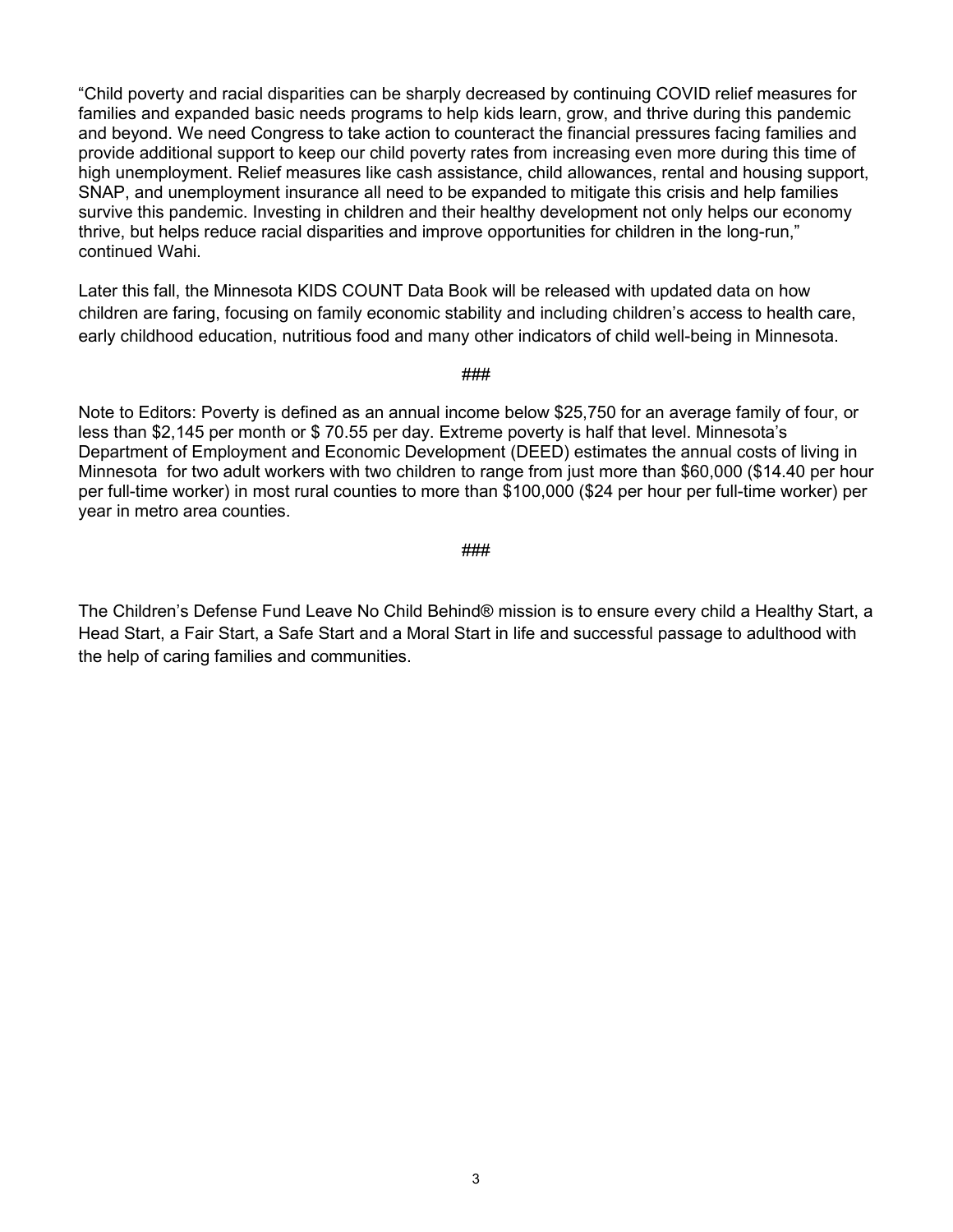"Child poverty and racial disparities can be sharply decreased by continuing COVID relief measures for families and expanded basic needs programs to help kids learn, grow, and thrive during this pandemic and beyond. We need Congress to take action to counteract the financial pressures facing families and provide additional support to keep our child poverty rates from increasing even more during this time of high unemployment. Relief measures like cash assistance, child allowances, rental and housing support, SNAP, and unemployment insurance all need to be expanded to mitigate this crisis and help families survive this pandemic. Investing in children and their healthy development not only helps our economy thrive, but helps reduce racial disparities and improve opportunities for children in the long-run," continued Wahi.

Later this fall, the Minnesota KIDS COUNT Data Book will be released with updated data on how children are faring, focusing on family economic stability and including children's access to health care, early childhood education, nutritious food and many other indicators of child well-being in Minnesota.

###

Note to Editors: Poverty is defined as an annual income below $25,750 for an average family of four, or less than $2,145 per month or $ 70.55 per day. Extreme poverty is half that level. Minnesota's Department of Employment and Economic Development (DEED) estimates the annual costs of living in Minnesota for two adult workers with two children to range from just more than $60,000 ($14.40 per hour per full-time worker) in most rural counties to more than $100,000 ($24 per hour per full-time worker) per year in metro area counties.

###

The Children's Defense Fund Leave No Child Behind® mission is to ensure every child a Healthy Start, a Head Start, a Fair Start, a Safe Start and a Moral Start in life and successful passage to adulthood with the help of caring families and communities.